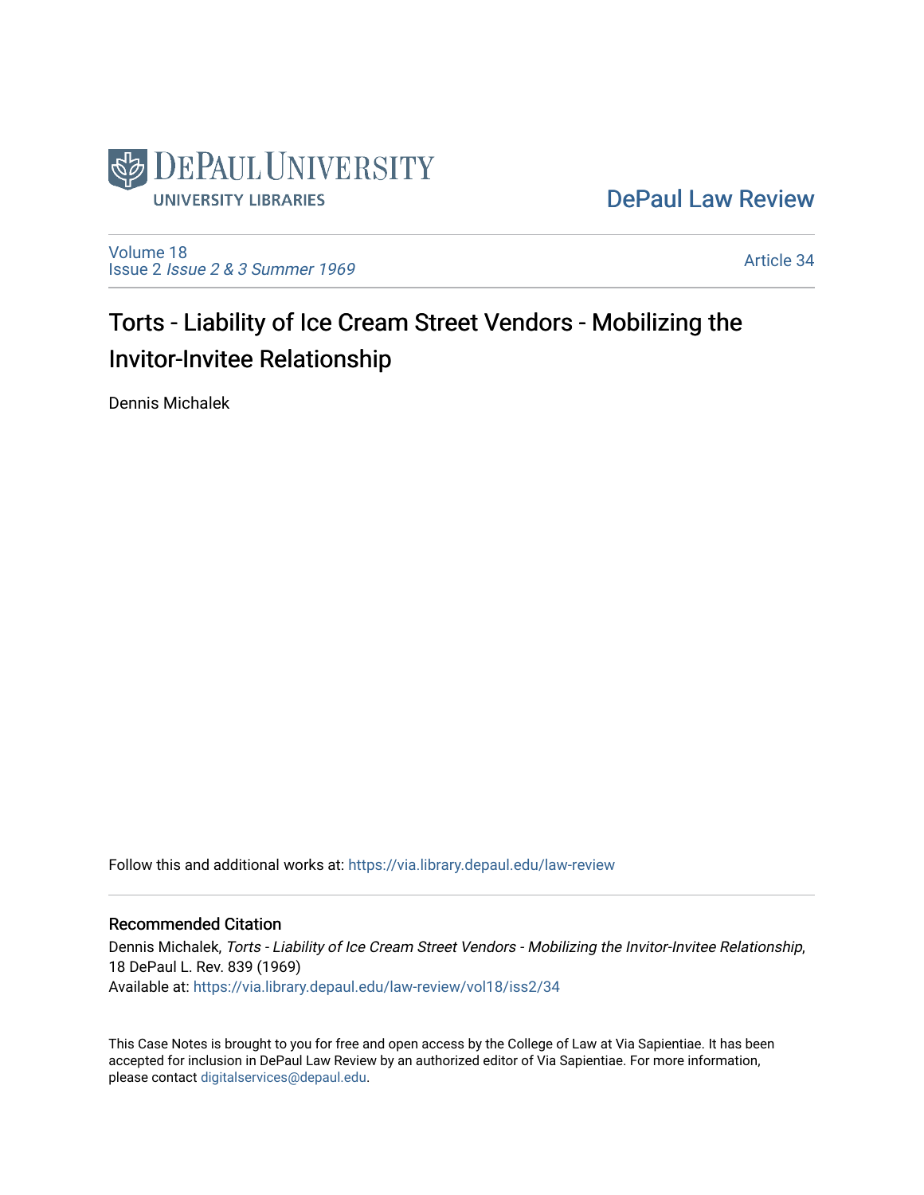DePaul University Libraries

DePaul Law Review

Volume 18
Issue 2 *Issue 2 & 3 Summer 1969*

Article 34

# Torts - Liability of Ice Cream Street Vendors - Mobilizing the Invitor-Invitee Relationship

Dennis Michalek

Follow this and additional works at: https://via.library.depaul.edu/law-review

## Recommended Citation

Dennis Michalek, *Torts - Liability of Ice Cream Street Vendors - Mobilizing the Invitor-Invitee Relationship*, 18 DePaul L. Rev. 839 (1969)
Available at: https://via.library.depaul.edu/law-review/vol18/iss2/34

This Case Notes is brought to you for free and open access by the College of Law at Via Sapientiae. It has been accepted for inclusion in DePaul Law Review by an authorized editor of Via Sapientiae. For more information, please contact digitalservices@depaul.edu.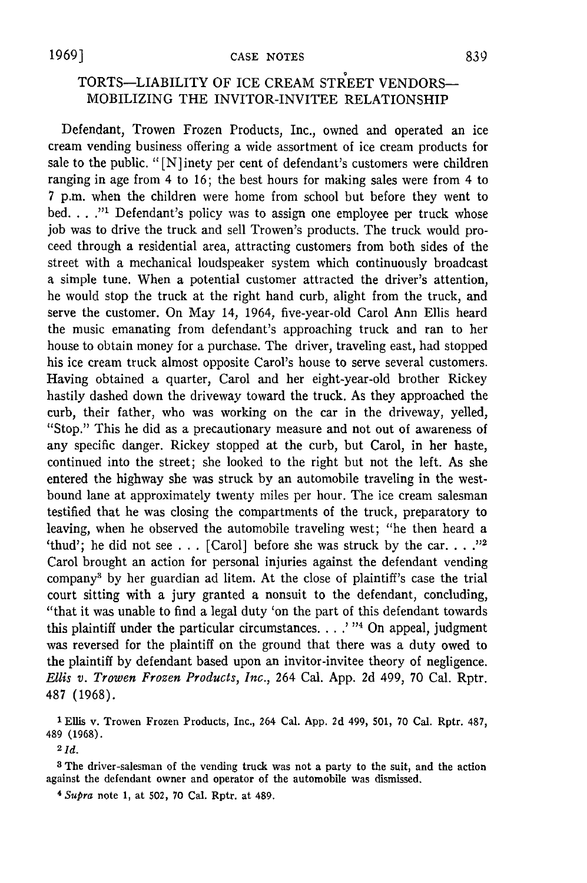## TORTS—LIABILITY OF ICE CREAM STREET VENDORS—MOBILIZING THE INVITOR-INVITEE RELATIONSHIP

Defendant, Trowen Frozen Products, Inc., owned and operated an ice cream vending business offering a wide assortment of ice cream products for sale to the public. "[N]inety per cent of defendant's customers were children ranging in age from 4 to 16; the best hours for making sales were from 4 to 7 p.m. when the children were home from school but before they went to bed. . . ."[1] Defendant's policy was to assign one employee per truck whose job was to drive the truck and sell Trowen's products. The truck would proceed through a residential area, attracting customers from both sides of the street with a mechanical loudspeaker system which continuously broadcast a simple tune. When a potential customer attracted the driver's attention, he would stop the truck at the right hand curb, alight from the truck, and serve the customer. On May 14, 1964, five-year-old Carol Ann Ellis heard the music emanating from defendant's approaching truck and ran to her house to obtain money for a purchase. The driver, traveling east, had stopped his ice cream truck almost opposite Carol's house to serve several customers. Having obtained a quarter, Carol and her eight-year-old brother Rickey hastily dashed down the driveway toward the truck. As they approached the curb, their father, who was working on the car in the driveway, yelled, "Stop." This he did as a precautionary measure and not out of awareness of any specific danger. Rickey stopped at the curb, but Carol, in her haste, continued into the street; she looked to the right but not the left. As she entered the highway she was struck by an automobile traveling in the westbound lane at approximately twenty miles per hour. The ice cream salesman testified that he was closing the compartments of the truck, preparatory to leaving, when he observed the automobile traveling west; "he then heard a 'thud'; he did not see . . . [Carol] before she was struck by the car. . . ."[2] Carol brought an action for personal injuries against the defendant vending company[3] by her guardian ad litem. At the close of plaintiff's case the trial court sitting with a jury granted a nonsuit to the defendant, concluding, "that it was unable to find a legal duty 'on the part of this defendant towards this plaintiff under the particular circumstances. . . .' "[4] On appeal, judgment was reversed for the plaintiff on the ground that there was a duty owed to the plaintiff by defendant based upon an invitor-invitee theory of negligence. *Ellis v. Trowen Frozen Products, Inc.*, 264 Cal. App. 2d 499, 70 Cal. Rptr. 487 (1968).

[1] Ellis v. Trowen Frozen Products, Inc., 264 Cal. App. 2d 499, 501, 70 Cal. Rptr. 487, 489 (1968).

[2] *Id.*

[3] The driver-salesman of the vending truck was not a party to the suit, and the action against the defendant owner and operator of the automobile was dismissed.

[4] *Supra* note 1, at 502, 70 Cal. Rptr. at 489.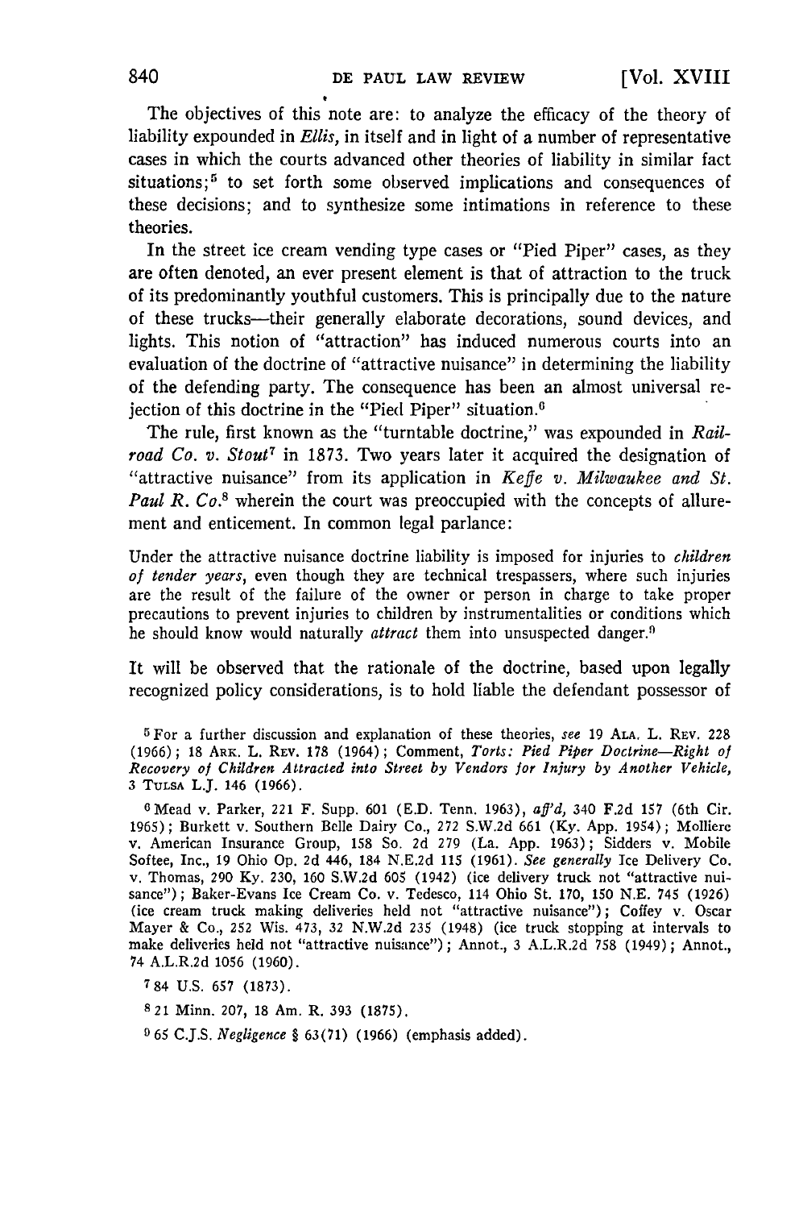The objectives of this note are: to analyze the efficacy of the theory of liability expounded in *Ellis*, in itself and in light of a number of representative cases in which the courts advanced other theories of liability in similar fact situations;[5] to set forth some observed implications and consequences of these decisions; and to synthesize some intimations in reference to these theories.

In the street ice cream vending type cases or "Pied Piper" cases, as they are often denoted, an ever present element is that of attraction to the truck of its predominantly youthful customers. This is principally due to the nature of these trucks—their generally elaborate decorations, sound devices, and lights. This notion of "attraction" has induced numerous courts into an evaluation of the doctrine of "attractive nuisance" in determining the liability of the defending party. The consequence has been an almost universal rejection of this doctrine in the "Pied Piper" situation.[6]

The rule, first known as the "turntable doctrine," was expounded in *Railroad Co. v. Stout*[7] in 1873. Two years later it acquired the designation of "attractive nuisance" from its application in *Keffe v. Milwaukee and St. Paul R. Co.*[8] wherein the court was preoccupied with the concepts of allurement and enticement. In common legal parlance:

> Under the attractive nuisance doctrine liability is imposed for injuries to *children of tender years*, even though they are technical trespassers, where such injuries are the result of the failure of the owner or person in charge to take proper precautions to prevent injuries to children by instrumentalities or conditions which he should know would naturally *attract* them into unsuspected danger.[9]

It will be observed that the rationale of the doctrine, based upon legally recognized policy considerations, is to hold liable the defendant possessor of

---

[5] For a further discussion and explanation of these theories, *see* 19 ALA. L. REV. 228 (1966); 18 ARK. L. REV. 178 (1964); Comment, *Torts: Pied Piper Doctrine—Right of Recovery of Children Attracted into Street by Vendors for Injury by Another Vehicle*, 3 TULSA L.J. 146 (1966).

[6] Mead v. Parker, 221 F. Supp. 601 (E.D. Tenn. 1963), *aff'd*, 340 F.2d 157 (6th Cir. 1965); Burkett v. Southern Belle Dairy Co., 272 S.W.2d 661 (Ky. App. 1954); Molliere v. American Insurance Group, 158 So. 2d 279 (La. App. 1963); Sidders v. Mobile Softee, Inc., 19 Ohio Op. 2d 446, 184 N.E.2d 115 (1961). *See generally* Ice Delivery Co. v. Thomas, 290 Ky. 230, 160 S.W.2d 605 (1942) (ice delivery truck not "attractive nuisance"); Baker-Evans Ice Cream Co. v. Tedesco, 114 Ohio St. 170, 150 N.E. 745 (1926) (ice cream truck making deliveries held not "attractive nuisance"); Coffey v. Oscar Mayer & Co., 252 Wis. 473, 32 N.W.2d 235 (1948) (ice truck stopping at intervals to make deliveries held not "attractive nuisance"); Annot., 3 A.L.R.2d 758 (1949); Annot., 74 A.L.R.2d 1056 (1960).

[7] 84 U.S. 657 (1873).

[8] 21 Minn. 207, 18 Am. R. 393 (1875).

[9] 65 C.J.S. *Negligence* § 63(71) (1966) (emphasis added).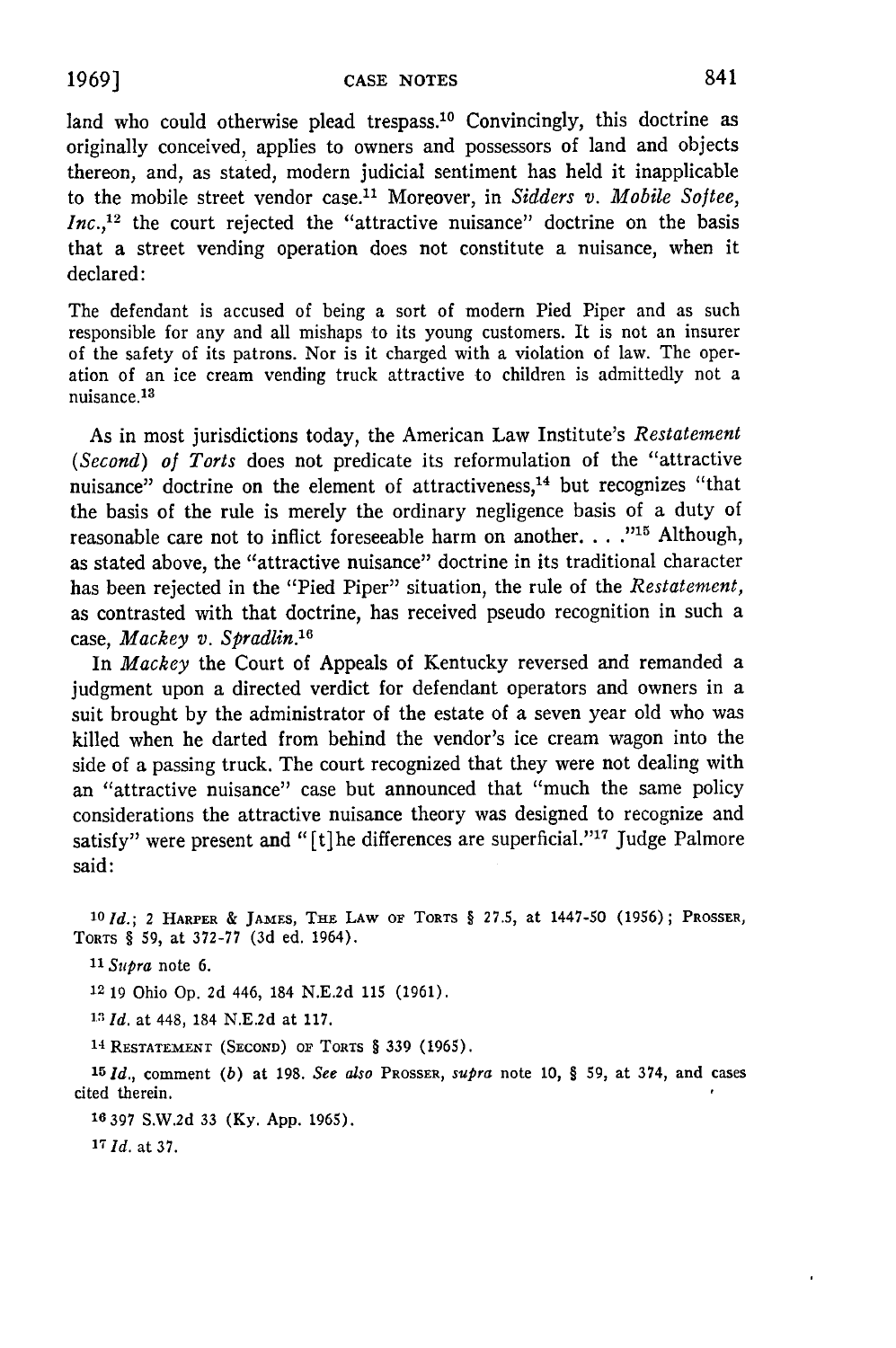land who could otherwise plead trespass.[10] Convincingly, this doctrine as originally conceived, applies to owners and possessors of land and objects thereon, and, as stated, modern judicial sentiment has held it inapplicable to the mobile street vendor case.[11] Moreover, in *Sidders v. Mobile Softee, Inc.*,[12] the court rejected the "attractive nuisance" doctrine on the basis that a street vending operation does not constitute a nuisance, when it declared:

> The defendant is accused of being a sort of modern Pied Piper and as such responsible for any and all mishaps to its young customers. It is not an insurer of the safety of its patrons. Nor is it charged with a violation of law. The operation of an ice cream vending truck attractive to children is admittedly not a nuisance.[13]

As in most jurisdictions today, the American Law Institute's *Restatement (Second) of Torts* does not predicate its reformulation of the "attractive nuisance" doctrine on the element of attractiveness,[14] but recognizes "that the basis of the rule is merely the ordinary negligence basis of a duty of reasonable care not to inflict foreseeable harm on another. . . ."[15] Although, as stated above, the "attractive nuisance" doctrine in its traditional character has been rejected in the "Pied Piper" situation, the rule of the *Restatement*, as contrasted with that doctrine, has received pseudo recognition in such a case, *Mackey v. Spradlin*.[16]

In *Mackey* the Court of Appeals of Kentucky reversed and remanded a judgment upon a directed verdict for defendant operators and owners in a suit brought by the administrator of the estate of a seven year old who was killed when he darted from behind the vendor's ice cream wagon into the side of a passing truck. The court recognized that they were not dealing with an "attractive nuisance" case but announced that "much the same policy considerations the attractive nuisance theory was designed to recognize and satisfy" were present and "[t]he differences are superficial."[17] Judge Palmore said:

---

[10] *Id.*; 2 HARPER & JAMES, THE LAW OF TORTS § 27.5, at 1447-50 (1956); PROSSER, TORTS § 59, at 372-77 (3d ed. 1964).

[11] *Supra* note 6.

[12] 19 Ohio Op. 2d 446, 184 N.E.2d 115 (1961).

[13] *Id.* at 448, 184 N.E.2d at 117.

[14] RESTATEMENT (SECOND) OF TORTS § 339 (1965).

[15] *Id.*, comment (*b*) at 198. *See also* PROSSER, *supra* note 10, § 59, at 374, and cases cited therein.

[16] 397 S.W.2d 33 (Ky. App. 1965).

[17] *Id.* at 37.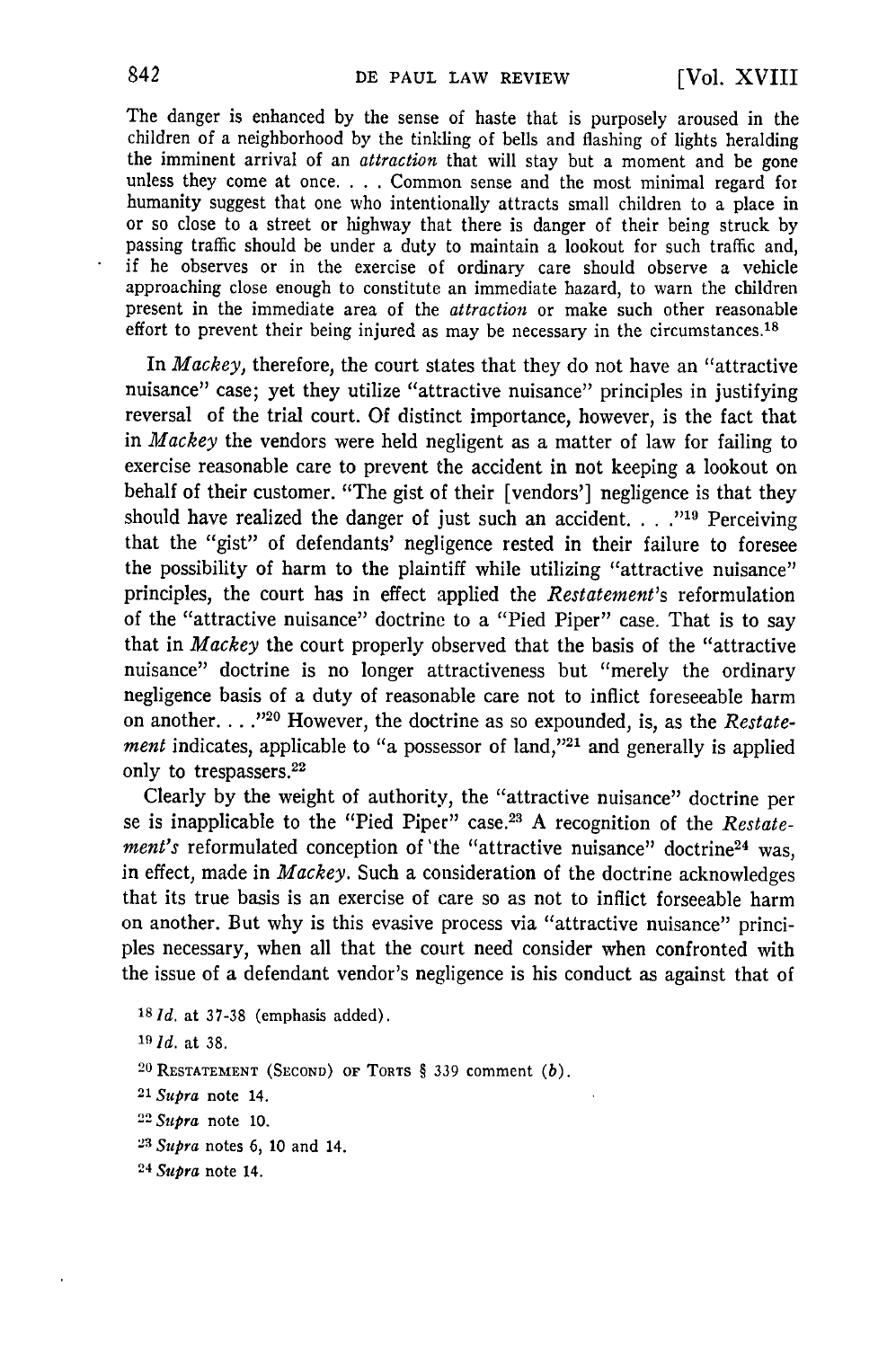The danger is enhanced by the sense of haste that is purposely aroused in the children of a neighborhood by the tinkling of bells and flashing of lights heralding the imminent arrival of an *attraction* that will stay but a moment and be gone unless they come at once. . . . Common sense and the most minimal regard for humanity suggest that one who intentionally attracts small children to a place in or so close to a street or highway that there is danger of their being struck by passing traffic should be under a duty to maintain a lookout for such traffic and, if he observes or in the exercise of ordinary care should observe a vehicle approaching close enough to constitute an immediate hazard, to warn the children present in the immediate area of the *attraction* or make such other reasonable effort to prevent their being injured as may be necessary in the circumstances.[18]

In *Mackey,* therefore, the court states that they do not have an "attractive nuisance" case; yet they utilize "attractive nuisance" principles in justifying reversal of the trial court. Of distinct importance, however, is the fact that in *Mackey* the vendors were held negligent as a matter of law for failing to exercise reasonable care to prevent the accident in not keeping a lookout on behalf of their customer. "The gist of their [vendors'] negligence is that they should have realized the danger of just such an accident. . . ."[19] Perceiving that the "gist" of defendants' negligence rested in their failure to foresee the possibility of harm to the plaintiff while utilizing "attractive nuisance" principles, the court has in effect applied the *Restatement*'s reformulation of the "attractive nuisance" doctrine to a "Pied Piper" case. That is to say that in *Mackey* the court properly observed that the basis of the "attractive nuisance" doctrine is no longer attractiveness but "merely the ordinary negligence basis of a duty of reasonable care not to inflict foreseeable harm on another. . . ."[20] However, the doctrine as so expounded, is, as the *Restatement* indicates, applicable to "a possessor of land,"[21] and generally is applied only to trespassers.[22]

Clearly by the weight of authority, the "attractive nuisance" doctrine per se is inapplicable to the "Pied Piper" case.[23] A recognition of the *Restatement's* reformulated conception of 'the "attractive nuisance" doctrine[24] was, in effect, made in *Mackey.* Such a consideration of the doctrine acknowledges that its true basis is an exercise of care so as not to inflict forseeable harm on another. But why is this evasive process via "attractive nuisance" principles necessary, when all that the court need consider when confronted with the issue of a defendant vendor's negligence is his conduct as against that of

[18] *Id.* at 37-38 (emphasis added).

[19] *Id.* at 38.

[20] RESTATEMENT (SECOND) OF TORTS § 339 comment (*b*).

[21] *Supra* note 14.

[22] *Supra* note 10.

[23] *Supra* notes 6, 10 and 14.

[24] *Supra* note 14.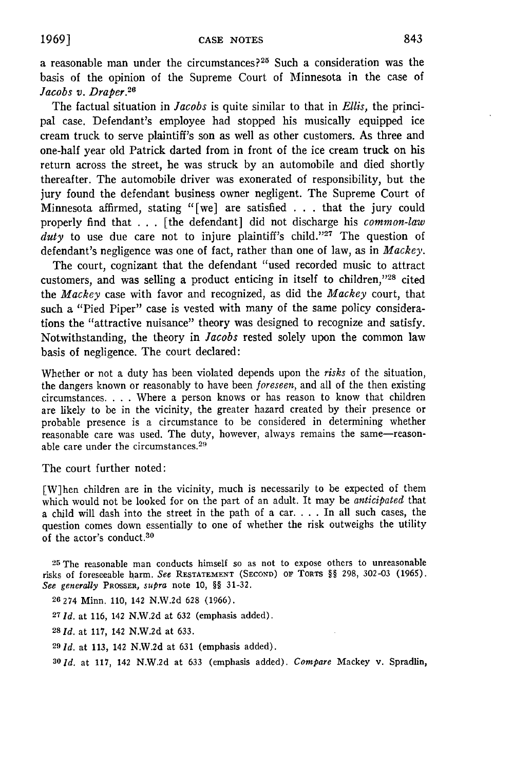a reasonable man under the circumstances?[25] Such a consideration was the basis of the opinion of the Supreme Court of Minnesota in the case of *Jacobs v. Draper.*[26]

The factual situation in *Jacobs* is quite similar to that in *Ellis,* the principal case. Defendant's employee had stopped his musically equipped ice cream truck to serve plaintiff's son as well as other customers. As three and one-half year old Patrick darted from in front of the ice cream truck on his return across the street, he was struck by an automobile and died shortly thereafter. The automobile driver was exonerated of responsibility, but the jury found the defendant business owner negligent. The Supreme Court of Minnesota affirmed, stating "[we] are satisfied . . . that the jury could properly find that . . . [the defendant] did not discharge his *common-law duty* to use due care not to injure plaintiff's child."[27] The question of defendant's negligence was one of fact, rather than one of law, as in *Mackey.*

The court, cognizant that the defendant "used recorded music to attract customers, and was selling a product enticing in itself to children,"[28] cited the *Mackey* case with favor and recognized, as did the *Mackey* court, that such a "Pied Piper" case is vested with many of the same policy considerations the "attractive nuisance" theory was designed to recognize and satisfy. Notwithstanding, the theory in *Jacobs* rested solely upon the common law basis of negligence. The court declared:

> Whether or not a duty has been violated depends upon the *risks* of the situation, the dangers known or reasonably to have been *foreseen,* and all of the then existing circumstances. . . . Where a person knows or has reason to know that children are likely to be in the vicinity, the greater hazard created by their presence or probable presence is a circumstance to be considered in determining whether reasonable care was used. The duty, however, always remains the same—reasonable care under the circumstances.[29]

The court further noted:

> [W]hen children are in the vicinity, much is necessarily to be expected of them which would not be looked for on the part of an adult. It may be *anticipated* that a child will dash into the street in the path of a car. . . . In all such cases, the question comes down essentially to one of whether the risk outweighs the utility of the actor's conduct.[30]

---

[25] The reasonable man conducts himself so as not to expose others to unreasonable risks of foreseeable harm. *See* RESTATEMENT (SECOND) OF TORTS §§ 298, 302-03 (1965). *See generally* PROSSER, *supra* note 10, §§ 31-32.

[26] 274 Minn. 110, 142 N.W.2d 628 (1966).

[27] *Id.* at 116, 142 N.W.2d at 632 (emphasis added).

[28] *Id.* at 117, 142 N.W.2d at 633.

[29] *Id.* at 113, 142 N.W.2d at 631 (emphasis added).

[30] *Id.* at 117, 142 N.W.2d at 633 (emphasis added). *Compare* Mackey v. Spradlin,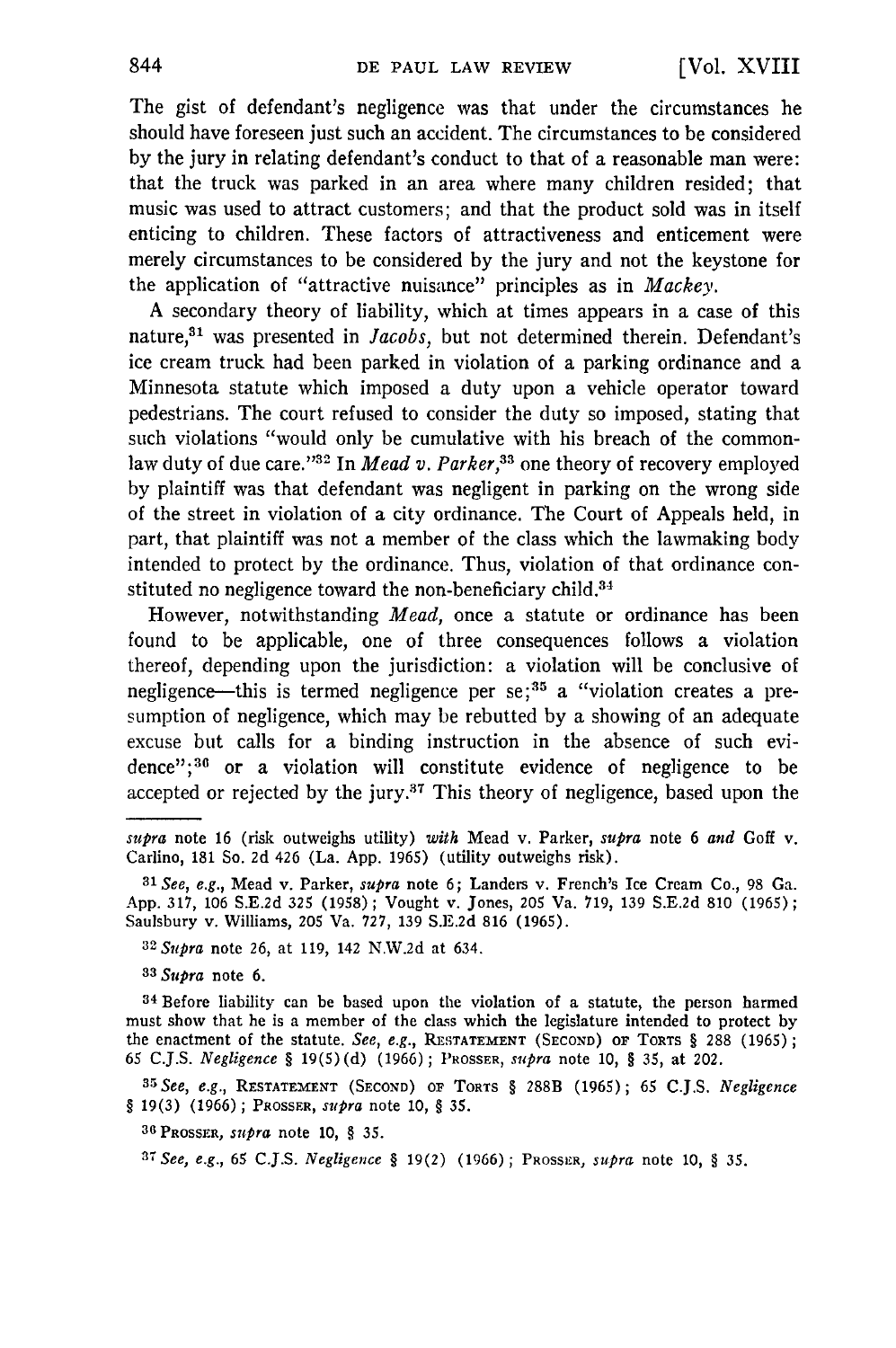The gist of defendant's negligence was that under the circumstances he should have foreseen just such an accident. The circumstances to be considered by the jury in relating defendant's conduct to that of a reasonable man were: that the truck was parked in an area where many children resided; that music was used to attract customers; and that the product sold was in itself enticing to children. These factors of attractiveness and enticement were merely circumstances to be considered by the jury and not the keystone for the application of "attractive nuisance" principles as in *Mackey*.

A secondary theory of liability, which at times appears in a case of this nature,[31] was presented in *Jacobs*, but not determined therein. Defendant's ice cream truck had been parked in violation of a parking ordinance and a Minnesota statute which imposed a duty upon a vehicle operator toward pedestrians. The court refused to consider the duty so imposed, stating that such violations "would only be cumulative with his breach of the common-law duty of due care."[32] In *Mead v. Parker*,[33] one theory of recovery employed by plaintiff was that defendant was negligent in parking on the wrong side of the street in violation of a city ordinance. The Court of Appeals held, in part, that plaintiff was not a member of the class which the lawmaking body intended to protect by the ordinance. Thus, violation of that ordinance constituted no negligence toward the non-beneficiary child.[34]

However, notwithstanding *Mead*, once a statute or ordinance has been found to be applicable, one of three consequences follows a violation thereof, depending upon the jurisdiction: a violation will be conclusive of negligence—this is termed negligence per se;[35] a "violation creates a presumption of negligence, which may be rebutted by a showing of an adequate excuse but calls for a binding instruction in the absence of such evidence";[36] or a violation will constitute evidence of negligence to be accepted or rejected by the jury.[37] This theory of negligence, based upon the

---

*supra* note 16 (risk outweighs utility) *with* Mead v. Parker, *supra* note 6 *and* Goff v. Carlino, 181 So. 2d 426 (La. App. 1965) (utility outweighs risk).

[31] *See, e.g.*, Mead v. Parker, *supra* note 6; Landers v. French's Ice Cream Co., 98 Ga. App. 317, 106 S.E.2d 325 (1958); Vought v. Jones, 205 Va. 719, 139 S.E.2d 810 (1965); Saulsbury v. Williams, 205 Va. 727, 139 S.E.2d 816 (1965).

[32] *Supra* note 26, at 119, 142 N.W.2d at 634.

[33] *Supra* note 6.

[34] Before liability can be based upon the violation of a statute, the person harmed must show that he is a member of the class which the legislature intended to protect by the enactment of the statute. *See, e.g.*, RESTATEMENT (SECOND) OF TORTS § 288 (1965); 65 C.J.S. *Negligence* § 19(5)(d) (1966); PROSSER, *supra* note 10, § 35, at 202.

[35] *See, e.g.*, RESTATEMENT (SECOND) OF TORTS § 288B (1965); 65 C.J.S. *Negligence* § 19(3) (1966); PROSSER, *supra* note 10, § 35.

[36] PROSSER, *supra* note 10, § 35.

[37] *See, e.g.*, 65 C.J.S. *Negligence* § 19(2) (1966); PROSSER, *supra* note 10, § 35.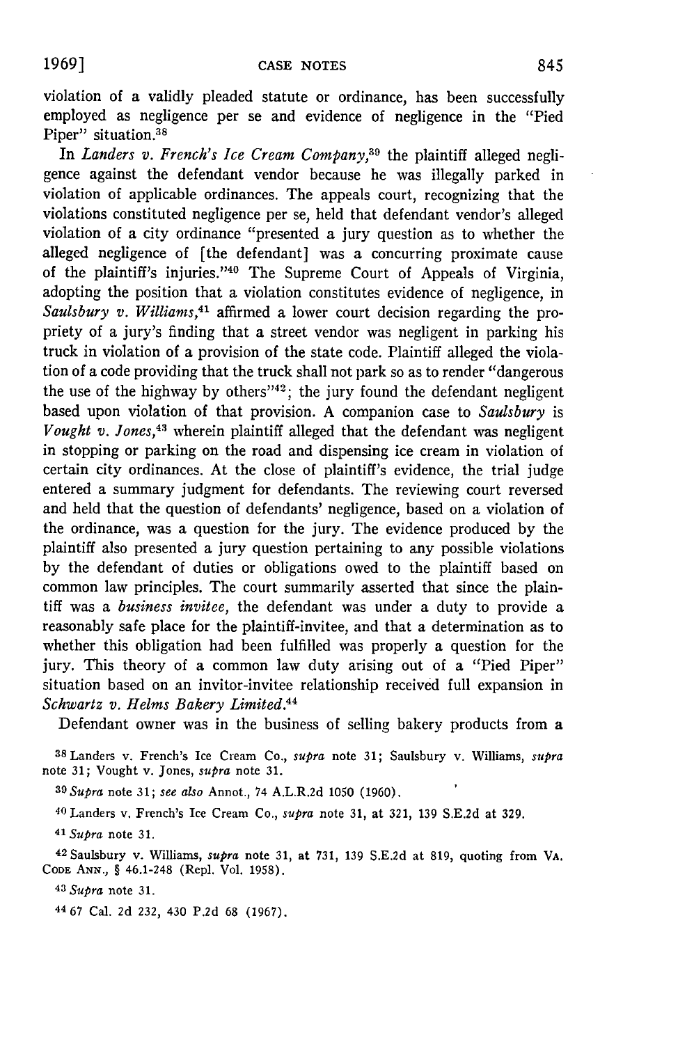violation of a validly pleaded statute or ordinance, has been successfully employed as negligence per se and evidence of negligence in the "Pied Piper" situation.[38]

In *Landers v. French's Ice Cream Company*,[39] the plaintiff alleged negligence against the defendant vendor because he was illegally parked in violation of applicable ordinances. The appeals court, recognizing that the violations constituted negligence per se, held that defendant vendor's alleged violation of a city ordinance "presented a jury question as to whether the alleged negligence of [the defendant] was a concurring proximate cause of the plaintiff's injuries."[40] The Supreme Court of Appeals of Virginia, adopting the position that a violation constitutes evidence of negligence, in *Saulsbury v. Williams*,[41] affirmed a lower court decision regarding the propriety of a jury's finding that a street vendor was negligent in parking his truck in violation of a provision of the state code. Plaintiff alleged the violation of a code providing that the truck shall not park so as to render "dangerous the use of the highway by others"[42]; the jury found the defendant negligent based upon violation of that provision. A companion case to *Saulsbury* is *Vought v. Jones*,[43] wherein plaintiff alleged that the defendant was negligent in stopping or parking on the road and dispensing ice cream in violation of certain city ordinances. At the close of plaintiff's evidence, the trial judge entered a summary judgment for defendants. The reviewing court reversed and held that the question of defendants' negligence, based on a violation of the ordinance, was a question for the jury. The evidence produced by the plaintiff also presented a jury question pertaining to any possible violations by the defendant of duties or obligations owed to the plaintiff based on common law principles. The court summarily asserted that since the plaintiff was a *business invitee*, the defendant was under a duty to provide a reasonably safe place for the plaintiff-invitee, and that a determination as to whether this obligation had been fulfilled was properly a question for the jury. This theory of a common law duty arising out of a "Pied Piper" situation based on an invitor-invitee relationship received full expansion in *Schwartz v. Helms Bakery Limited*.[44]

Defendant owner was in the business of selling bakery products from a

---

[38] Landers v. French's Ice Cream Co., *supra* note 31; Saulsbury v. Williams, *supra* note 31; Vought v. Jones, *supra* note 31.

[39] *Supra* note 31; *see also* Annot., 74 A.L.R.2d 1050 (1960).

[40] Landers v. French's Ice Cream Co., *supra* note 31, at 321, 139 S.E.2d at 329.

[41] *Supra* note 31.

[42] Saulsbury v. Williams, *supra* note 31, at 731, 139 S.E.2d at 819, quoting from VA. CODE ANN., § 46.1-248 (Repl. Vol. 1958).

[43] *Supra* note 31.

[44] 67 Cal. 2d 232, 430 P.2d 68 (1967).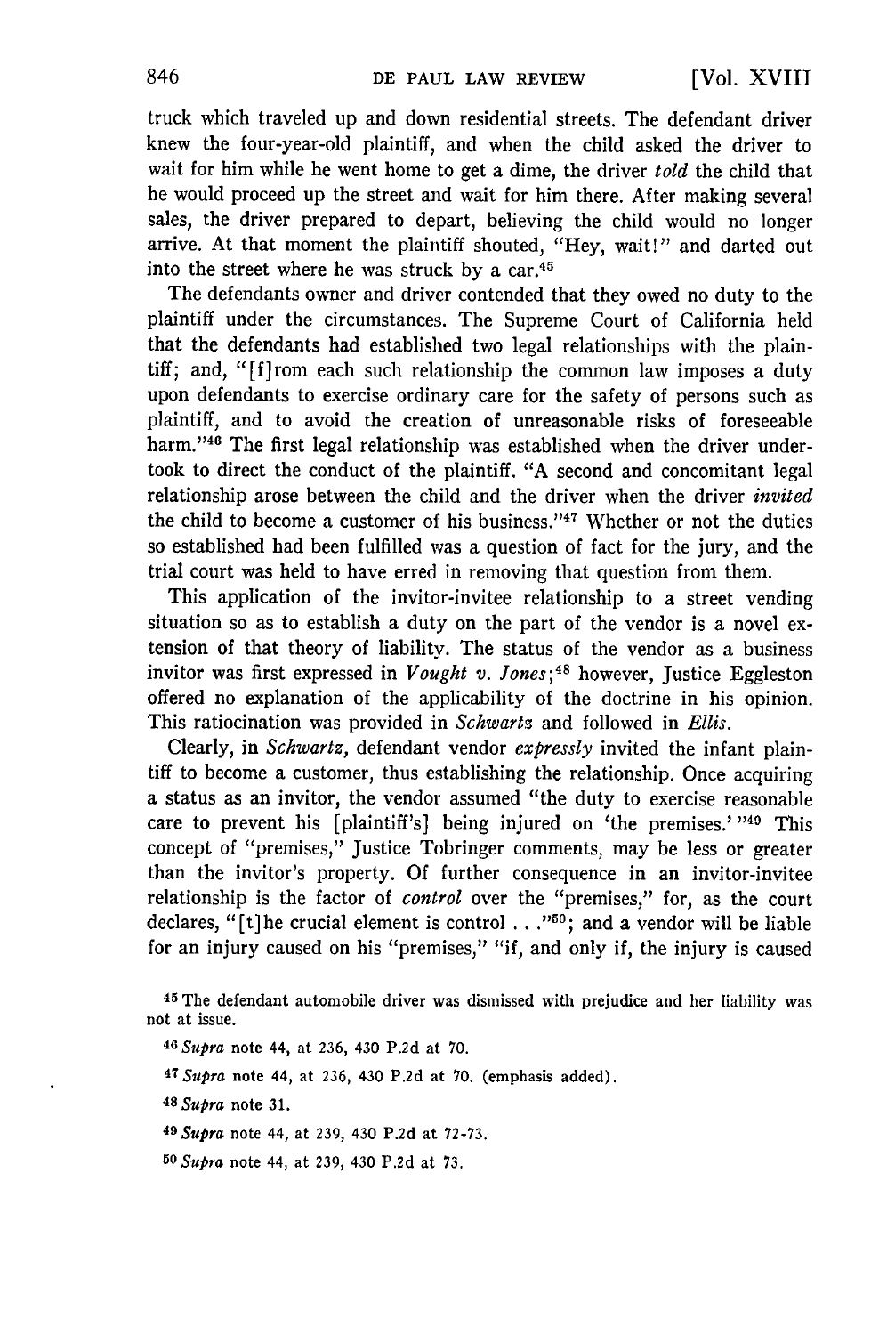truck which traveled up and down residential streets. The defendant driver knew the four-year-old plaintiff, and when the child asked the driver to wait for him while he went home to get a dime, the driver *told* the child that he would proceed up the street and wait for him there. After making several sales, the driver prepared to depart, believing the child would no longer arrive. At that moment the plaintiff shouted, "Hey, wait!" and darted out into the street where he was struck by a car.[45]

The defendants owner and driver contended that they owed no duty to the plaintiff under the circumstances. The Supreme Court of California held that the defendants had established two legal relationships with the plaintiff; and, "[f]rom each such relationship the common law imposes a duty upon defendants to exercise ordinary care for the safety of persons such as plaintiff, and to avoid the creation of unreasonable risks of foreseeable harm."[46] The first legal relationship was established when the driver undertook to direct the conduct of the plaintiff. "A second and concomitant legal relationship arose between the child and the driver when the driver *invited* the child to become a customer of his business."[47] Whether or not the duties so established had been fulfilled was a question of fact for the jury, and the trial court was held to have erred in removing that question from them.

This application of the invitor-invitee relationship to a street vending situation so as to establish a duty on the part of the vendor is a novel extension of that theory of liability. The status of the vendor as a business invitor was first expressed in *Vought v. Jones*;[48] however, Justice Eggleston offered no explanation of the applicability of the doctrine in his opinion. This ratiocination was provided in *Schwartz* and followed in *Ellis.*

Clearly, in *Schwartz,* defendant vendor *expressly* invited the infant plaintiff to become a customer, thus establishing the relationship. Once acquiring a status as an invitor, the vendor assumed "the duty to exercise reasonable care to prevent his [plaintiff's] being injured on 'the premises.' "[49] This concept of "premises," Justice Tobringer comments, may be less or greater than the invitor's property. Of further consequence in an invitor-invitee relationship is the factor of *control* over the "premises," for, as the court declares, "[t]he crucial element is control . . ."[50]; and a vendor will be liable for an injury caused on his "premises," "if, and only if, the injury is caused

---

45 The defendant automobile driver was dismissed with prejudice and her liability was not at issue.

46 *Supra* note 44, at 236, 430 P.2d at 70.

47 *Supra* note 44, at 236, 430 P.2d at 70. (emphasis added).

48 *Supra* note 31.

49 *Supra* note 44, at 239, 430 P.2d at 72-73.

50 *Supra* note 44, at 239, 430 P.2d at 73.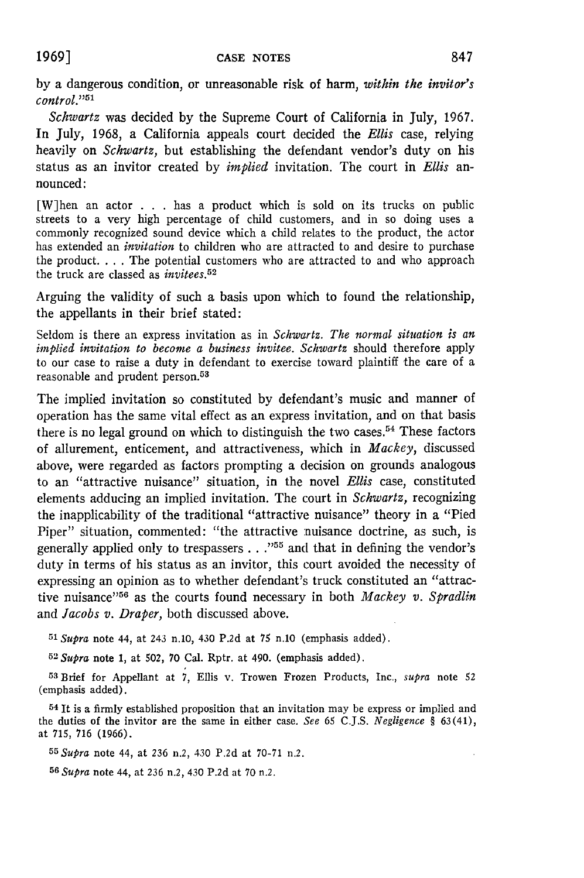by a dangerous condition, or unreasonable risk of harm, *within the invitor's control*."[51]

*Schwartz* was decided by the Supreme Court of California in July, 1967. In July, 1968, a California appeals court decided the *Ellis* case, relying heavily on *Schwartz*, but establishing the defendant vendor's duty on his status as an invitor created by *implied* invitation. The court in *Ellis* announced:

> [W]hen an actor . . . has a product which is sold on its trucks on public streets to a very high percentage of child customers, and in so doing uses a commonly recognized sound device which a child relates to the product, the actor has extended an *invitation* to children who are attracted to and desire to purchase the product. . . . The potential customers who are attracted to and who approach the truck are classed as *invitees*.[52]

Arguing the validity of such a basis upon which to found the relationship, the appellants in their brief stated:

> Seldom is there an express invitation as in *Schwartz*. *The normal situation is an implied invitation to become a business invitee. Schwartz* should therefore apply to our case to raise a duty in defendant to exercise toward plaintiff the care of a reasonable and prudent person.[53]

The implied invitation so constituted by defendant's music and manner of operation has the same vital effect as an express invitation, and on that basis there is no legal ground on which to distinguish the two cases.[54] These factors of allurement, enticement, and attractiveness, which in *Mackey*, discussed above, were regarded as factors prompting a decision on grounds analogous to an "attractive nuisance" situation, in the novel *Ellis* case, constituted elements adducing an implied invitation. The court in *Schwartz*, recognizing the inapplicability of the traditional "attractive nuisance" theory in a "Pied Piper" situation, commented: "the attractive nuisance doctrine, as such, is generally applied only to trespassers . . ."[55] and that in defining the vendor's duty in terms of his status as an invitor, this court avoided the necessity of expressing an opinion as to whether defendant's truck constituted an "attractive nuisance"[56] as the courts found necessary in both *Mackey v. Spradlin* and *Jacobs v. Draper*, both discussed above.

[51] *Supra* note 44, at 243 n.10, 430 P.2d at 75 n.10 (emphasis added).

[52] *Supra* note 1, at 502, 70 Cal. Rptr. at 490. (emphasis added).

[53] Brief for Appellant at 7, Ellis v. Trowen Frozen Products, Inc., *supra* note 52 (emphasis added).

[54] It is a firmly established proposition that an invitation may be express or implied and the duties of the invitor are the same in either case. *See* 65 C.J.S. *Negligence* § 63(41), at 715, 716 (1966).

[55] *Supra* note 44, at 236 n.2, 430 P.2d at 70-71 n.2.

[56] *Supra* note 44, at 236 n.2, 430 P.2d at 70 n.2.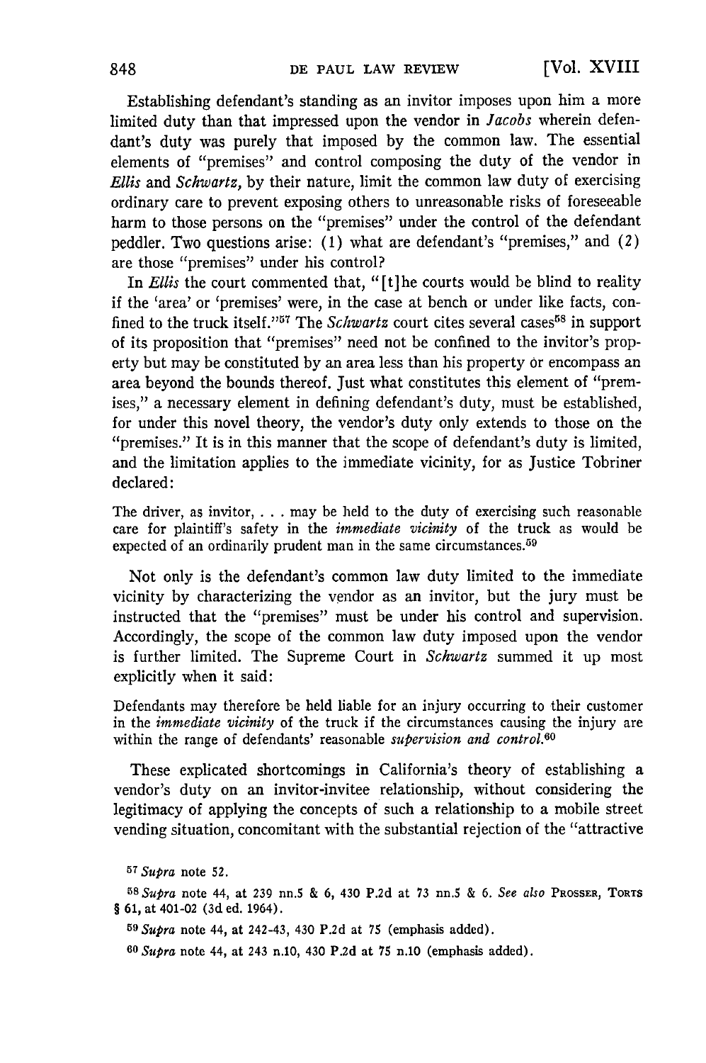Establishing defendant's standing as an invitor imposes upon him a more limited duty than that impressed upon the vendor in *Jacobs* wherein defendant's duty was purely that imposed by the common law. The essential elements of "premises" and control composing the duty of the vendor in *Ellis* and *Schwartz,* by their nature, limit the common law duty of exercising ordinary care to prevent exposing others to unreasonable risks of foreseeable harm to those persons on the "premises" under the control of the defendant peddler. Two questions arise: (1) what are defendant's "premises," and (2) are those "premises" under his control?

In *Ellis* the court commented that, "[t]he courts would be blind to reality if the 'area' or 'premises' were, in the case at bench or under like facts, confined to the truck itself."[57] The *Schwartz* court cites several cases[58] in support of its proposition that "premises" need not be confined to the invitor's property but may be constituted by an area less than his property or encompass an area beyond the bounds thereof. Just what constitutes this element of "premises," a necessary element in defining defendant's duty, must be established, for under this novel theory, the vendor's duty only extends to those on the "premises." It is in this manner that the scope of defendant's duty is limited, and the limitation applies to the immediate vicinity, for as Justice Tobriner declared:

> The driver, as invitor, . . . may be held to the duty of exercising such reasonable care for plaintiff's safety in the *immediate vicinity* of the truck as would be expected of an ordinarily prudent man in the same circumstances.[59]

Not only is the defendant's common law duty limited to the immediate vicinity by characterizing the vendor as an invitor, but the jury must be instructed that the "premises" must be under his control and supervision. Accordingly, the scope of the common law duty imposed upon the vendor is further limited. The Supreme Court in *Schwartz* summed it up most explicitly when it said:

> Defendants may therefore be held liable for an injury occurring to their customer in the *immediate vicinity* of the truck if the circumstances causing the injury are within the range of defendants' reasonable *supervision and control.*[60]

These explicated shortcomings in California's theory of establishing a vendor's duty on an invitor-invitee relationship, without considering the legitimacy of applying the concepts of such a relationship to a mobile street vending situation, concomitant with the substantial rejection of the "attractive

---

[57] *Supra* note 52.

[58] *Supra* note 44, at 239 nn.5 & 6, 430 P.2d at 73 nn.5 & 6. *See also* PROSSER, TORTS § 61, at 401-02 (3d ed. 1964).

[59] *Supra* note 44, at 242-43, 430 P.2d at 75 (emphasis added).

[60] *Supra* note 44, at 243 n.10, 430 P.2d at 75 n.10 (emphasis added).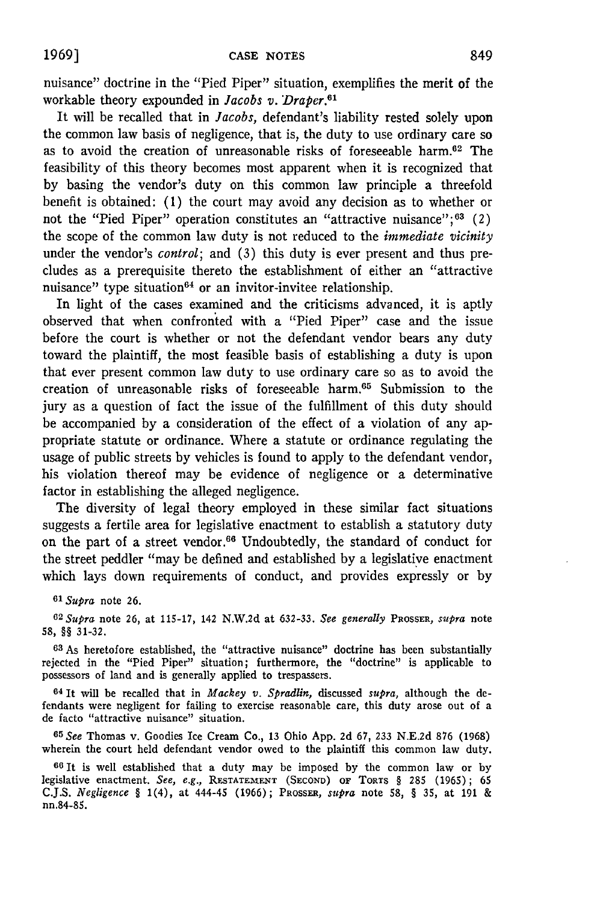nuisance" doctrine in the "Pied Piper" situation, exemplifies the merit of the workable theory expounded in *Jacobs v. Draper*.[61]

It will be recalled that in *Jacobs*, defendant's liability rested solely upon the common law basis of negligence, that is, the duty to use ordinary care so as to avoid the creation of unreasonable risks of foreseeable harm.[62] The feasibility of this theory becomes most apparent when it is recognized that by basing the vendor's duty on this common law principle a threefold benefit is obtained: (1) the court may avoid any decision as to whether or not the "Pied Piper" operation constitutes an "attractive nuisance";[63] (2) the scope of the common law duty is not reduced to the *immediate vicinity* under the vendor's *control*; and (3) this duty is ever present and thus precludes as a prerequisite thereto the establishment of either an "attractive nuisance" type situation[64] or an invitor-invitee relationship.

In light of the cases examined and the criticisms advanced, it is aptly observed that when confronted with a "Pied Piper" case and the issue before the court is whether or not the defendant vendor bears any duty toward the plaintiff, the most feasible basis of establishing a duty is upon that ever present common law duty to use ordinary care so as to avoid the creation of unreasonable risks of foreseeable harm.[65] Submission to the jury as a question of fact the issue of the fulfillment of this duty should be accompanied by a consideration of the effect of a violation of any appropriate statute or ordinance. Where a statute or ordinance regulating the usage of public streets by vehicles is found to apply to the defendant vendor, his violation thereof may be evidence of negligence or a determinative factor in establishing the alleged negligence.

The diversity of legal theory employed in these similar fact situations suggests a fertile area for legislative enactment to establish a statutory duty on the part of a street vendor.[66] Undoubtedly, the standard of conduct for the street peddler "may be defined and established by a legislative enactment which lays down requirements of conduct, and provides expressly or by

---

[61] *Supra* note 26.

[62] *Supra* note 26, at 115-17, 142 N.W.2d at 632-33. *See generally* PROSSER, *supra* note 58, §§ 31-32.

[63] As heretofore established, the "attractive nuisance" doctrine has been substantially rejected in the "Pied Piper" situation; furthermore, the "doctrine" is applicable to possessors of land and is generally applied to trespassers.

[64] It will be recalled that in *Mackey v. Spradlin*, discussed *supra*, although the defendants were negligent for failing to exercise reasonable care, this duty arose out of a de facto "attractive nuisance" situation.

[65] *See* Thomas v. Goodies Ice Cream Co., 13 Ohio App. 2d 67, 233 N.E.2d 876 (1968) wherein the court held defendant vendor owed to the plaintiff this common law duty.

[66] It is well established that a duty may be imposed by the common law or by legislative enactment. *See, e.g.*, RESTATEMENT (SECOND) OF TORTS § 285 (1965); 65 C.J.S. *Negligence* § 1(4), at 444-45 (1966); PROSSER, *supra* note 58, § 35, at 191 & nn.84-85.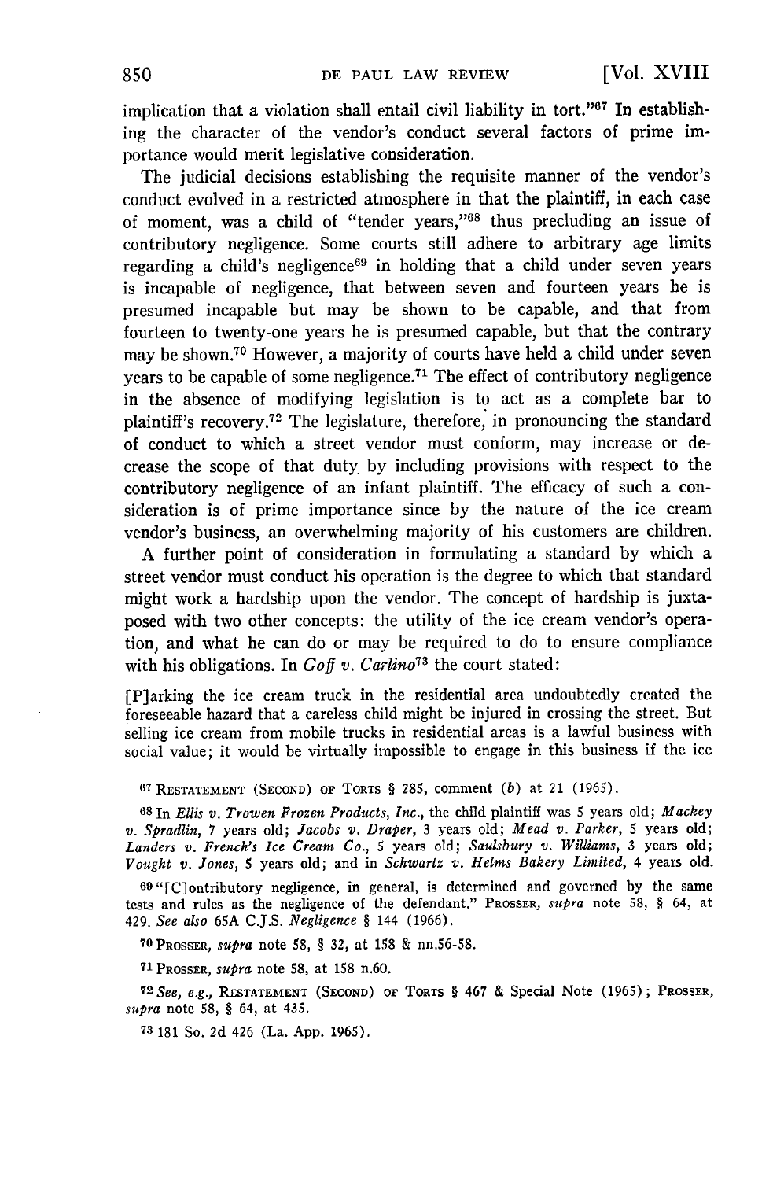implication that a violation shall entail civil liability in tort."[67] In establishing the character of the vendor's conduct several factors of prime importance would merit legislative consideration.

The judicial decisions establishing the requisite manner of the vendor's conduct evolved in a restricted atmosphere in that the plaintiff, in each case of moment, was a child of "tender years,"[68] thus precluding an issue of contributory negligence. Some courts still adhere to arbitrary age limits regarding a child's negligence[69] in holding that a child under seven years is incapable of negligence, that between seven and fourteen years he is presumed incapable but may be shown to be capable, and that from fourteen to twenty-one years he is presumed capable, but that the contrary may be shown.[70] However, a majority of courts have held a child under seven years to be capable of some negligence.[71] The effect of contributory negligence in the absence of modifying legislation is to act as a complete bar to plaintiff's recovery.[72] The legislature, therefore, in pronouncing the standard of conduct to which a street vendor must conform, may increase or decrease the scope of that duty by including provisions with respect to the contributory negligence of an infant plaintiff. The efficacy of such a consideration is of prime importance since by the nature of the ice cream vendor's business, an overwhelming majority of his customers are children.

A further point of consideration in formulating a standard by which a street vendor must conduct his operation is the degree to which that standard might work a hardship upon the vendor. The concept of hardship is juxtaposed with two other concepts: the utility of the ice cream vendor's operation, and what he can do or may be required to do to ensure compliance with his obligations. In *Goff v. Carlino*[73] the court stated:

> [P]arking the ice cream truck in the residential area undoubtedly created the foreseeable hazard that a careless child might be injured in crossing the street. But selling ice cream from mobile trucks in residential areas is a lawful business with social value; it would be virtually impossible to engage in this business if the ice

---

67 RESTATEMENT (SECOND) OF TORTS § 285, comment (*b*) at 21 (1965).

68 In *Ellis v. Trowen Frozen Products, Inc.*, the child plaintiff was 5 years old; *Mackey v. Spradlin*, 7 years old; *Jacobs v. Draper*, 3 years old; *Mead v. Parker*, 5 years old; *Landers v. French's Ice Cream Co.*, 5 years old; *Saulsbury v. Williams*, 3 years old; *Vought v. Jones*, 5 years old; and in *Schwartz v. Helms Bakery Limited*, 4 years old.

69 "[C]ontributory negligence, in general, is determined and governed by the same tests and rules as the negligence of the defendant." PROSSER, *supra* note 58, § 64, at 429. *See also* 65A C.J.S. *Negligence* § 144 (1966).

70 PROSSER, *supra* note 58, § 32, at 158 & nn.56-58.

71 PROSSER, *supra* note 58, at 158 n.60.

72 *See, e.g.*, RESTATEMENT (SECOND) OF TORTS § 467 & Special Note (1965); PROSSER, *supra* note 58, § 64, at 435.

73 181 So. 2d 426 (La. App. 1965).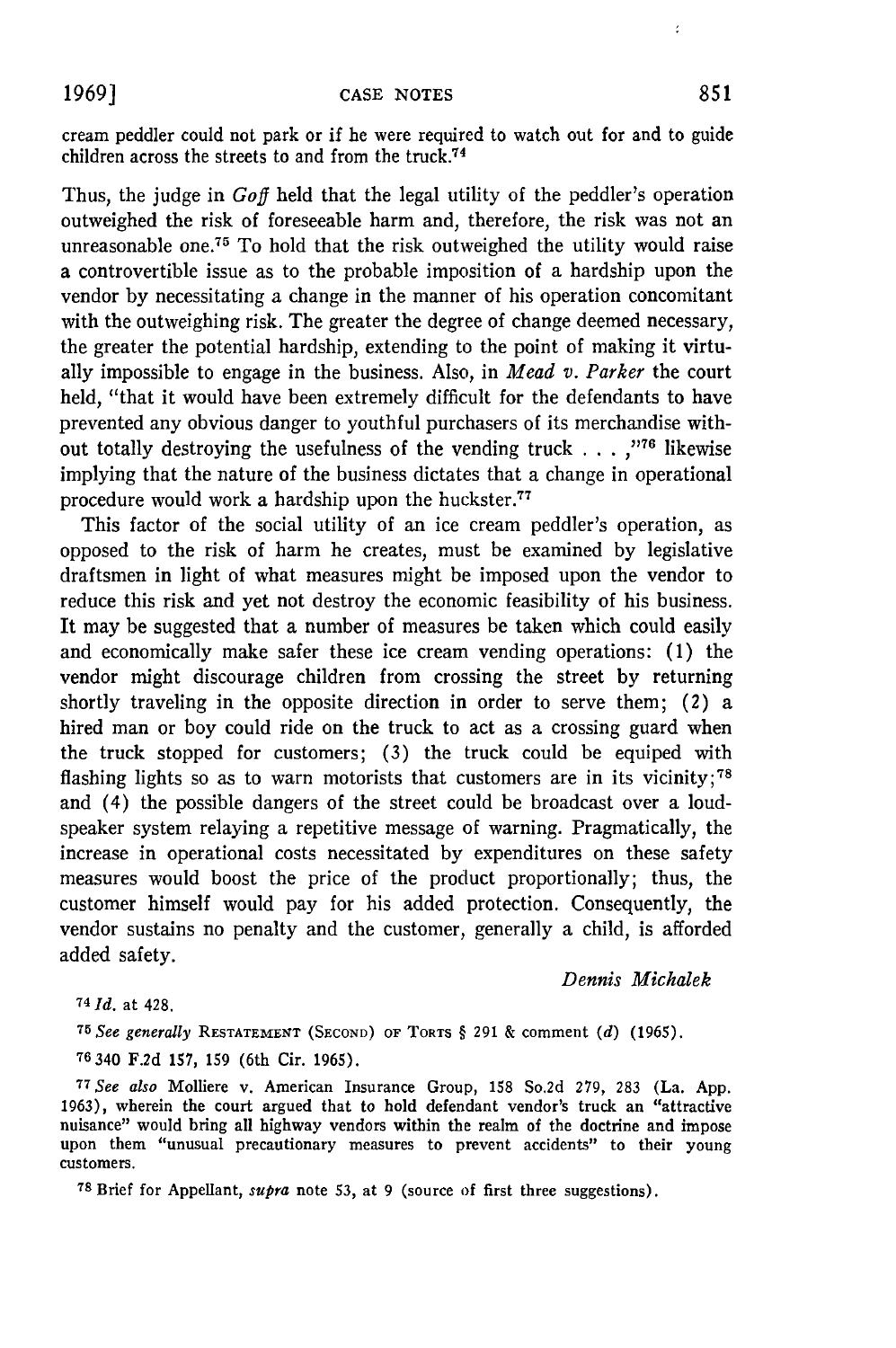cream peddler could not park or if he were required to watch out for and to guide children across the streets to and from the truck.[74]

Thus, the judge in *Goff* held that the legal utility of the peddler's operation outweighed the risk of foreseeable harm and, therefore, the risk was not an unreasonable one.[75] To hold that the risk outweighed the utility would raise a controvertible issue as to the probable imposition of a hardship upon the vendor by necessitating a change in the manner of his operation concomitant with the outweighing risk. The greater the degree of change deemed necessary, the greater the potential hardship, extending to the point of making it virtually impossible to engage in the business. Also, in *Mead v. Parker* the court held, "that it would have been extremely difficult for the defendants to have prevented any obvious danger to youthful purchasers of its merchandise without totally destroying the usefulness of the vending truck . . . ,"[76] likewise implying that the nature of the business dictates that a change in operational procedure would work a hardship upon the huckster.[77]

This factor of the social utility of an ice cream peddler's operation, as opposed to the risk of harm he creates, must be examined by legislative draftsmen in light of what measures might be imposed upon the vendor to reduce this risk and yet not destroy the economic feasibility of his business. It may be suggested that a number of measures be taken which could easily and economically make safer these ice cream vending operations: (1) the vendor might discourage children from crossing the street by returning shortly traveling in the opposite direction in order to serve them; (2) a hired man or boy could ride on the truck to act as a crossing guard when the truck stopped for customers; (3) the truck could be equiped with flashing lights so as to warn motorists that customers are in its vicinity;[78] and (4) the possible dangers of the street could be broadcast over a loudspeaker system relaying a repetitive message of warning. Pragmatically, the increase in operational costs necessitated by expenditures on these safety measures would boost the price of the product proportionally; thus, the customer himself would pay for his added protection. Consequently, the vendor sustains no penalty and the customer, generally a child, is afforded added safety.

*Dennis Michalek*

[74] *Id.* at 428.

[75] *See generally* RESTATEMENT (SECOND) OF TORTS § 291 & comment (*d*) (1965).

[76] 340 F.2d 157, 159 (6th Cir. 1965).

[77] *See also* Molliere v. American Insurance Group, 158 So.2d 279, 283 (La. App. 1963), wherein the court argued that to hold defendant vendor's truck an "attractive nuisance" would bring all highway vendors within the realm of the doctrine and impose upon them "unusual precautionary measures to prevent accidents" to their young customers.

[78] Brief for Appellant, *supra* note 53, at 9 (source of first three suggestions).